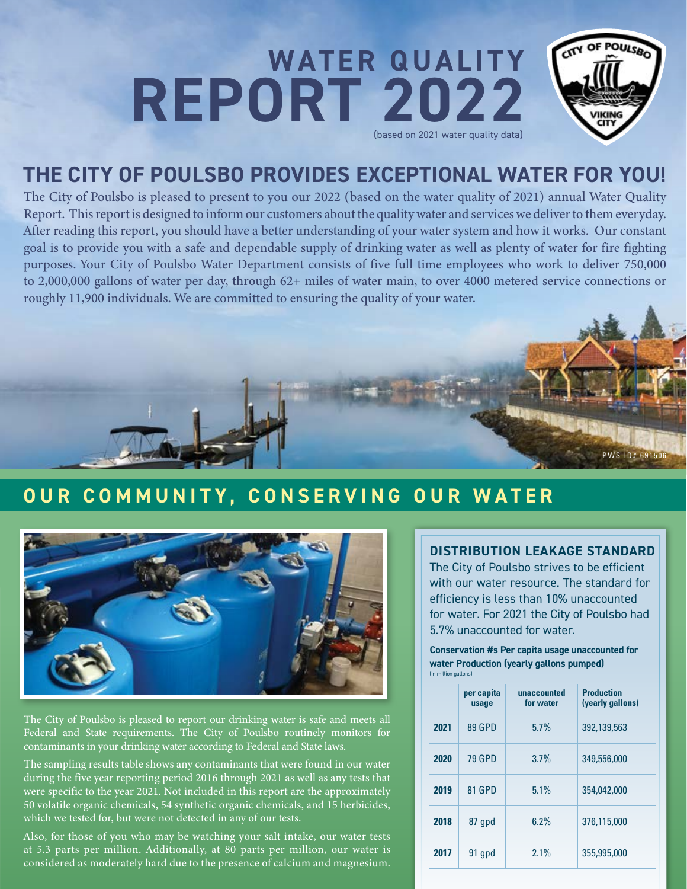# WATER QUALITY REPORT 2022

(based on 2021 water quality data)

## THE CITY OF POULSBO PROVIDES EXCEPTIONAL WATER FOR YOU!

The City of Poulsbo is pleased to present to you our 2022 (based on the water quality of 2021) annual Water Quality Report. This report is designed to inform our customers about the quality water and services we deliver to them everyday. After reading this report, you should have a better understanding of your water system and how it works. Our constant goal is to provide you with a safe and dependable supply of drinking water as well as plenty of water for fire fighting purposes. Your City of Poulsbo Water Department consists of five full time employees who work to deliver 750,000 to 2,000,000 gallons of water per day, through 62+ miles of water main, to over 4000 metered service connections or roughly 11,900 individuals. We are committed to ensuring the quality of your water.

PWS ID# 691506

## OUR COMMUNITY, CONSERVING OUR WATER

The City of Poulsbo is pleased to report our drinking water is safe and meets all Federal and State requirements. The City of Poulsbo routinely monitors for contaminants in your drinking water according to Federal and State laws.

The sampling results table shows any contaminants that were found in our water during the five year reporting period 2016 through 2021 as well as any tests that were specific to the year 2021. Not included in this report are the approximately 50 volatile organic chemicals, 54 synthetic organic chemicals, and 15 herbicides, which we tested for, but were not detected in any of our tests.

Also, for those of you who may be watching your salt intake, our water tests at 5.3 parts per million. Additionally, at 80 parts per million, our water is considered as moderately hard due to the presence of calcium and magnesium.

### DISTRIBUTION LEAKAGE STANDARD

The City of Poulsbo strives to be efficient with our water resource. The standard for efficiency is less than 10% unaccounted for water. For 2021 the City of Poulsbo had 5.7% unaccounted for water.

**Conservation #s Per capita usage unaccounted for water Production (yearly gallons pumped)**
(in million gallons)

| | per capita usage | unaccounted for water | Production (yearly gallons) |
|---|---|---|---|
| **2021** | 89 GPD | 5.7% | 392,139,563 |
| **2020** | 79 GPD | 3.7% | 349,556,000 |
| **2019** | 81 GPD | 5.1% | 354,042,000 |
| **2018** | 87 gpd | 6.2% | 376,115,000 |
| **2017** | 91 gpd | 2.1% | 355,995,000 |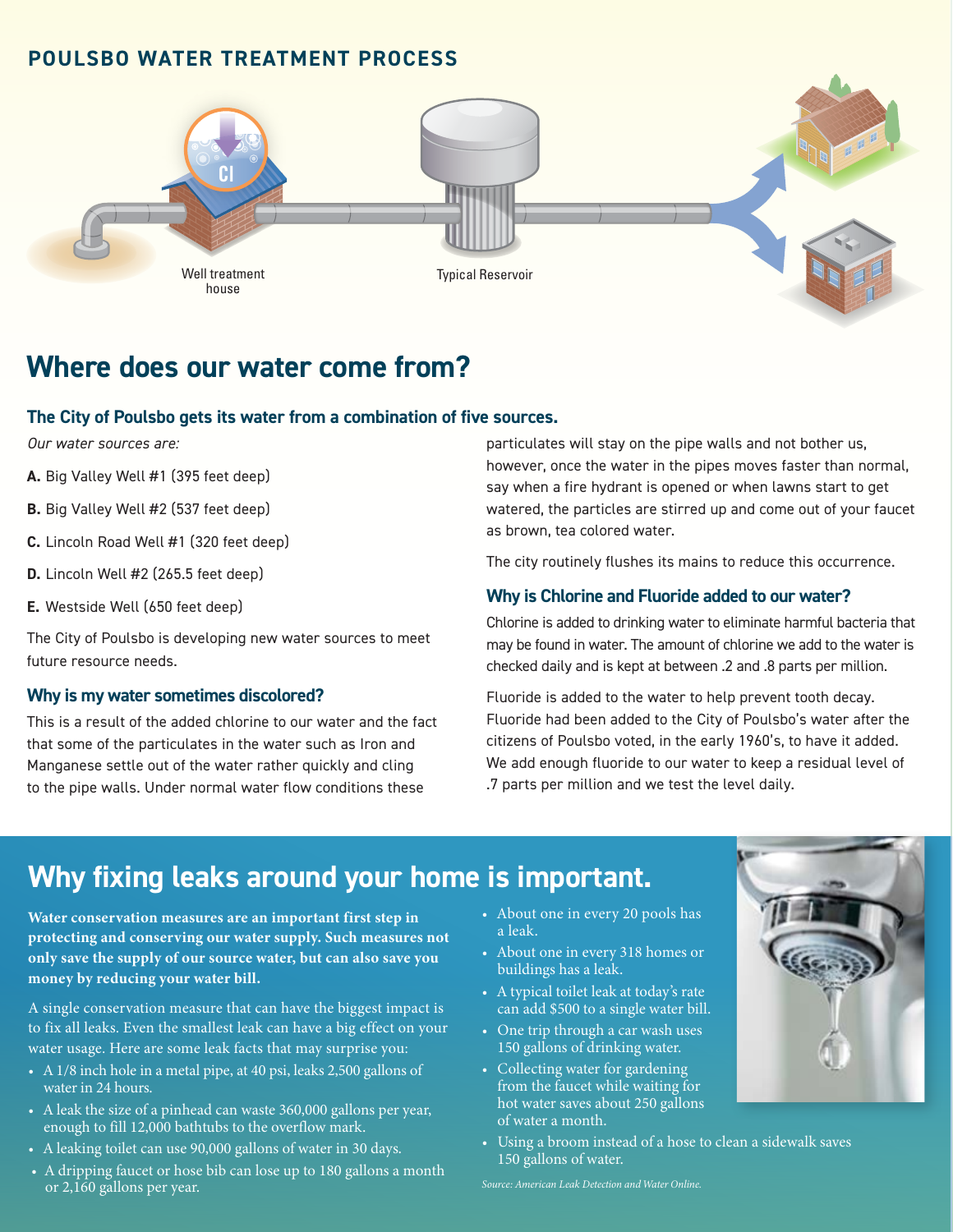## POULSBO WATER TREATMENT PROCESS

Well treatment house

Typical Reservoir

# Where does our water come from?

### The City of Poulsbo gets its water from a combination of five sources.

*Our water sources are:*

**A.** Big Valley Well #1 (395 feet deep)

**B.** Big Valley Well #2 (537 feet deep)

**C.** Lincoln Road Well #1 (320 feet deep)

**D.** Lincoln Well #2 (265.5 feet deep)

**E.** Westside Well (650 feet deep)

The City of Poulsbo is developing new water sources to meet future resource needs.

### Why is my water sometimes discolored?

This is a result of the added chlorine to our water and the fact that some of the particulates in the water such as Iron and Manganese settle out of the water rather quickly and cling to the pipe walls. Under normal water flow conditions these particulates will stay on the pipe walls and not bother us, however, once the water in the pipes moves faster than normal, say when a fire hydrant is opened or when lawns start to get watered, the particles are stirred up and come out of your faucet as brown, tea colored water.

The city routinely flushes its mains to reduce this occurrence.

### Why is Chlorine and Fluoride added to our water?

Chlorine is added to drinking water to eliminate harmful bacteria that may be found in water. The amount of chlorine we add to the water is checked daily and is kept at between .2 and .8 parts per million.

Fluoride is added to the water to help prevent tooth decay. Fluoride had been added to the City of Poulsbo's water after the citizens of Poulsbo voted, in the early 1960's, to have it added. We add enough fluoride to our water to keep a residual level of .7 parts per million and we test the level daily.

# Why fixing leaks around your home is important.

**Water conservation measures are an important first step in protecting and conserving our water supply. Such measures not only save the supply of our source water, but can also save you money by reducing your water bill.**

A single conservation measure that can have the biggest impact is to fix all leaks. Even the smallest leak can have a big effect on your water usage. Here are some leak facts that may surprise you:

- A 1/8 inch hole in a metal pipe, at 40 psi, leaks 2,500 gallons of water in 24 hours.
- A leak the size of a pinhead can waste 360,000 gallons per year, enough to fill 12,000 bathtubs to the overflow mark.
- A leaking toilet can use 90,000 gallons of water in 30 days.
- A dripping faucet or hose bib can lose up to 180 gallons a month or 2,160 gallons per year.
- About one in every 20 pools has a leak.
- About one in every 318 homes or buildings has a leak.
- A typical toilet leak at today's rate can add $500 to a single water bill.
- One trip through a car wash uses 150 gallons of drinking water.
- Collecting water for gardening from the faucet while waiting for hot water saves about 250 gallons of water a month.
- Using a broom instead of a hose to clean a sidewalk saves 150 gallons of water.

*Source: American Leak Detection and Water Online.*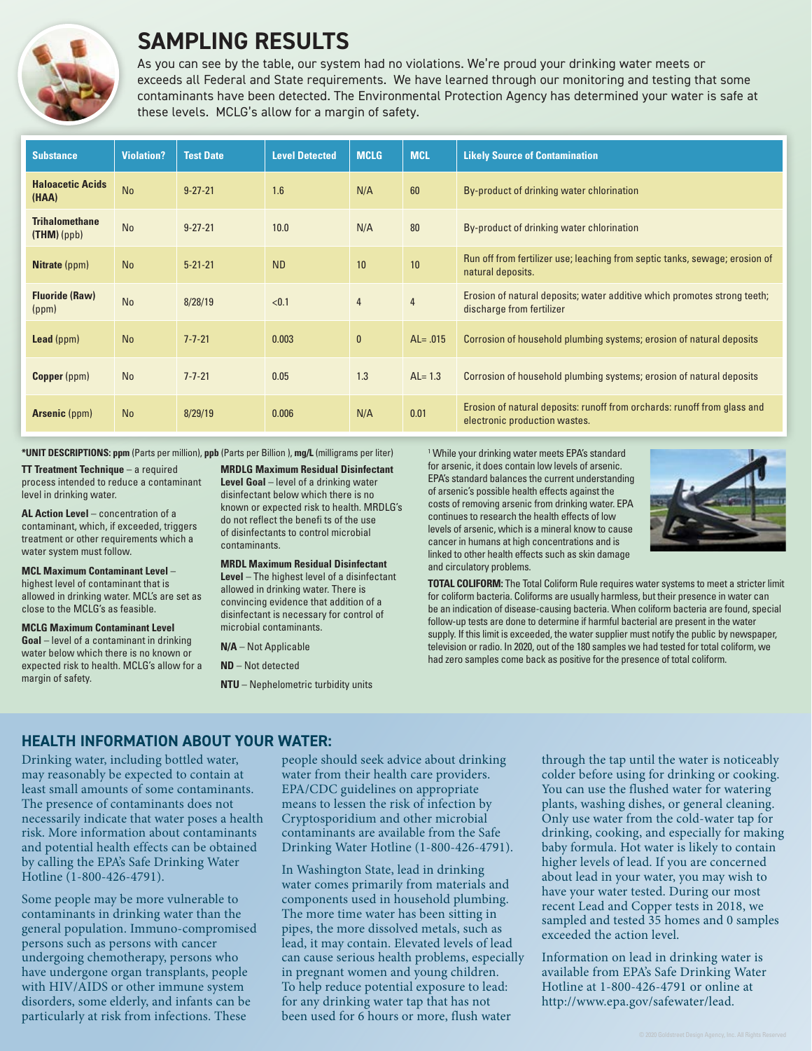## SAMPLING RESULTS

As you can see by the table, our system had no violations. We're proud your drinking water meets or exceeds all Federal and State requirements. We have learned through our monitoring and testing that some contaminants have been detected. The Environmental Protection Agency has determined your water is safe at these levels. MCLG's allow for a margin of safety.

| Substance | Violation? | Test Date | Level Detected | MCLG | MCL | Likely Source of Contamination |
|---|---|---|---|---|---|---|
| **Haloacetic Acids (HAA)** | No | 9-27-21 | 1.6 | N/A | 60 | By-product of drinking water chlorination |
| **Trihalomethane (THM)** (ppb) | No | 9-27-21 | 10.0 | N/A | 80 | By-product of drinking water chlorination |
| **Nitrate** (ppm) | No | 5-21-21 | ND | 10 | 10 | Run off from fertilizer use; leaching from septic tanks, sewage; erosion of natural deposits. |
| **Fluoride (Raw)** (ppm) | No | 8/28/19 | <0.1 | 4 | 4 | Erosion of natural deposits; water additive which promotes strong teeth; discharge from fertilizer |
| **Lead** (ppm) | No | 7-7-21 | 0.003 | 0 | AL= .015 | Corrosion of household plumbing systems; erosion of natural deposits |
| **Copper** (ppm) | No | 7-7-21 | 0.05 | 1.3 | AL= 1.3 | Corrosion of household plumbing systems; erosion of natural deposits |
| **Arsenic** (ppm) | No | 8/29/19 | 0.006 | N/A | 0.01 | Erosion of natural deposits: runoff from orchards: runoff from glass and electronic production wastes. |

**\*UNIT DESCRIPTIONS: ppm** (Parts per million), **ppb** (Parts per Billion ), **mg/L** (milligrams per liter)

**TT Treatment Technique** – a required process intended to reduce a contaminant level in drinking water.

**AL Action Level** – concentration of a contaminant, which, if exceeded, triggers treatment or other requirements which a water system must follow.

**MCL Maximum Contaminant Level** – highest level of contaminant that is allowed in drinking water. MCL's are set as close to the MCLG's as feasible.

**MCLG Maximum Contaminant Level Goal** – level of a contaminant in drinking water below which there is no known or expected risk to health. MCLG's allow for a margin of safety.

**MRDLG Maximum Residual Disinfectant Level Goal** – level of a drinking water disinfectant below which there is no known or expected risk to health. MRDLG's do not reflect the benefi ts of the use of disinfectants to control microbial contaminants.

**MRDL Maximum Residual Disinfectant Level** – The highest level of a disinfectant allowed in drinking water. There is convincing evidence that addition of a disinfectant is necessary for control of microbial contaminants.

**N/A** – Not Applicable

**ND** – Not detected

**NTU** – Nephelometric turbidity units

[1] While your drinking water meets EPA's standard for arsenic, it does contain low levels of arsenic. EPA's standard balances the current understanding of arsenic's possible health effects against the costs of removing arsenic from drinking water. EPA continues to research the health effects of low levels of arsenic, which is a mineral know to cause cancer in humans at high concentrations and is linked to other health effects such as skin damage and circulatory problems.

**TOTAL COLIFORM:** The Total Coliform Rule requires water systems to meet a stricter limit for coliform bacteria. Coliforms are usually harmless, but their presence in water can be an indication of disease-causing bacteria. When coliform bacteria are found, special follow-up tests are done to determine if harmful bacterial are present in the water supply. If this limit is exceeded, the water supplier must notify the public by newspaper, television or radio. In 2020, out of the 180 samples we had tested for total coliform, we had zero samples come back as positive for the presence of total coliform.

## HEALTH INFORMATION ABOUT YOUR WATER:

Drinking water, including bottled water, may reasonably be expected to contain at least small amounts of some contaminants. The presence of contaminants does not necessarily indicate that water poses a health risk. More information about contaminants and potential health effects can be obtained by calling the EPA's Safe Drinking Water Hotline (1-800-426-4791).

Some people may be more vulnerable to contaminants in drinking water than the general population. Immuno-compromised persons such as persons with cancer undergoing chemotherapy, persons who have undergone organ transplants, people with HIV/AIDS or other immune system disorders, some elderly, and infants can be particularly at risk from infections. These people should seek advice about drinking water from their health care providers. EPA/CDC guidelines on appropriate means to lessen the risk of infection by Cryptosporidium and other microbial contaminants are available from the Safe Drinking Water Hotline (1-800-426-4791).

In Washington State, lead in drinking water comes primarily from materials and components used in household plumbing. The more time water has been sitting in pipes, the more dissolved metals, such as lead, it may contain. Elevated levels of lead can cause serious health problems, especially in pregnant women and young children. To help reduce potential exposure to lead: for any drinking water tap that has not been used for 6 hours or more, flush water through the tap until the water is noticeably colder before using for drinking or cooking. You can use the flushed water for watering plants, washing dishes, or general cleaning. Only use water from the cold-water tap for drinking, cooking, and especially for making baby formula. Hot water is likely to contain higher levels of lead. If you are concerned about lead in your water, you may wish to have your water tested. During our most recent Lead and Copper tests in 2018, we sampled and tested 35 homes and 0 samples exceeded the action level.

Information on lead in drinking water is available from EPA's Safe Drinking Water Hotline at 1-800-426-4791 or online at http://www.epa.gov/safewater/lead.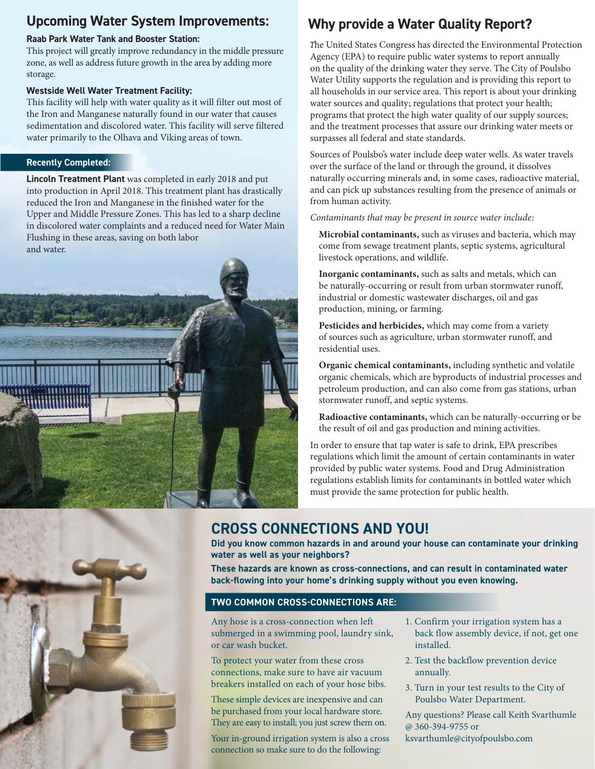## Upcoming Water System Improvements:

**Raab Park Water Tank and Booster Station:**

This project will greatly improve redundancy in the middle pressure zone, as well as address future growth in the area by adding more storage.

**Westside Well Water Treatment Facility:**

This facility will help with water quality as it will filter out most of the Iron and Manganese naturally found in our water that causes sedimentation and discolored water. This facility will serve filtered water primarily to the Olhava and Viking areas of town.

### Recently Completed:

**Lincoln Treatment Plant** was completed in early 2018 and put into production in April 2018. This treatment plant has drastically reduced the Iron and Manganese in the finished water for the Upper and Middle Pressure Zones. This has led to a sharp decline in discolored water complaints and a reduced need for Water Main Flushing in these areas, saving on both labor and water.

## Why provide a Water Quality Report?

The United States Congress has directed the Environmental Protection Agency (EPA) to require public water systems to report annually on the quality of the drinking water they serve. The City of Poulsbo Water Utility supports the regulation and is providing this report to all households in our service area. This report is about your drinking water sources and quality; regulations that protect your health; programs that protect the high water quality of our supply sources; and the treatment processes that assure our drinking water meets or surpasses all federal and state standards.

Sources of Poulsbo's water include deep water wells. As water travels over the surface of the land or through the ground, it dissolves naturally occurring minerals and, in some cases, radioactive material, and can pick up substances resulting from the presence of animals or from human activity.

*Contaminants that may be present in source water include:*

**Microbial contaminants,** such as viruses and bacteria, which may come from sewage treatment plants, septic systems, agricultural livestock operations, and wildlife.

**Inorganic contaminants,** such as salts and metals, which can be naturally-occurring or result from urban stormwater runoff, industrial or domestic wastewater discharges, oil and gas production, mining, or farming.

**Pesticides and herbicides,** which may come from a variety of sources such as agriculture, urban stormwater runoff, and residential uses.

**Organic chemical contaminants,** including synthetic and volatile organic chemicals, which are byproducts of industrial processes and petroleum production, and can also come from gas stations, urban stormwater runoff, and septic systems.

**Radioactive contaminants,** which can be naturally-occurring or be the result of oil and gas production and mining activities.

In order to ensure that tap water is safe to drink, EPA prescribes regulations which limit the amount of certain contaminants in water provided by public water systems. Food and Drug Administration regulations establish limits for contaminants in bottled water which must provide the same protection for public health.

## CROSS CONNECTIONS AND YOU!

**Did you know common hazards in and around your house can contaminate your drinking water as well as your neighbors?**

**These hazards are known as cross-connections, and can result in contaminated water back-flowing into your home's drinking supply without you even knowing.**

### TWO COMMON CROSS-CONNECTIONS ARE:

Any hose is a cross-connection when left submerged in a swimming pool, laundry sink, or car wash bucket.

To protect your water from these cross connections, make sure to have air vacuum breakers installed on each of your hose bibs.

These simple devices are inexpensive and can be purchased from your local hardware store. They are easy to install; you just screw them on.

Your in-ground irrigation system is also a cross connection so make sure to do the following:

1. Confirm your irrigation system has a back flow assembly device, if not, get one installed.
2. Test the backflow prevention device annually.
3. Turn in your test results to the City of Poulsbo Water Department.

Any questions? Please call Keith Svarthumle @ 360-394-9755 or ksvarthumle@cityofpoulsbo.com